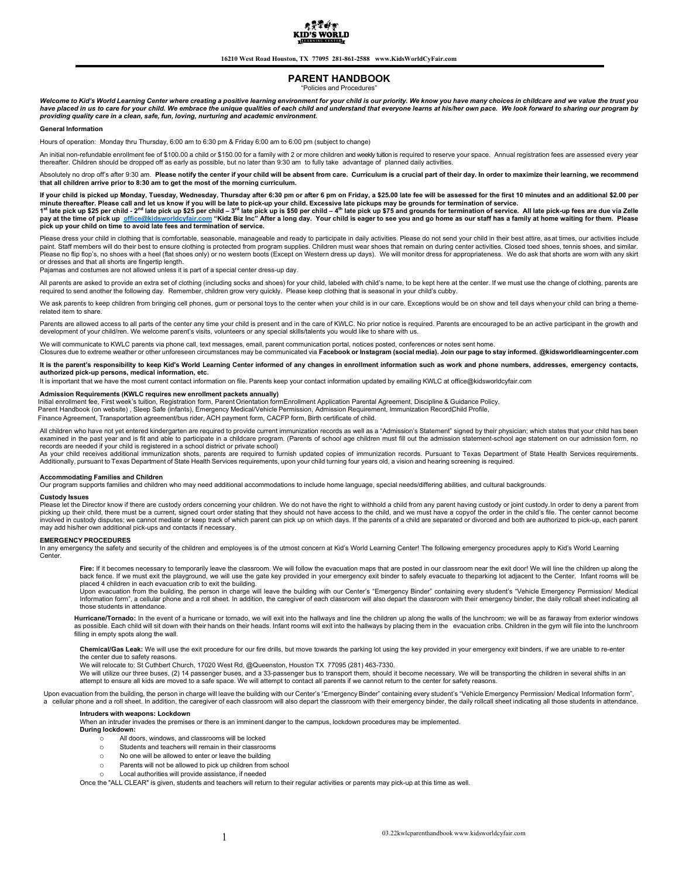KID'S WORLD

16210 West Road Houston, TX 77095 281-861-2588 www.KidsWorldCyFair.com

# PARENT HANDBOOK

"Policies and Procedures"

***Welcome to Kid's World Learning Center where creating a positive learning environment for your child is our priority. We know you have many choices in childcare and we value the trust you have placed in us to care for your child. We embrace the unique qualities of each child and understand that everyone learns at his/her own pace. We look forward to sharing our program by providing quality care in a clean, safe, fun, loving, nurturing and academic environment.***

### General Information

Hours of operation: Monday thru Thursday, 6:00 am to 6:30 pm & Friday 6:00 am to 6:00 pm (subject to change)

An initial non-refundable enrollment fee of $100.00 a child or $150.00 for a family with 2 or more children and weekly tuition is required to reserve your space. Annual registration fees are assessed every year thereafter. Children should be dropped off as early as possible, but no later than 9:30 am to fully take advantage of planned daily activities.

Absolutely no drop off's after 9:30 am. **Please notify the center if your child will be absent from care. Curriculum is a crucial part of their day. In order to maximize their learning, we recommend that all children arrive prior to 8:30 am to get the most of the morning curriculum.**

**If your child is picked up Monday, Tuesday, Wednesday, Thursday after 6:30 pm or after 6 pm on Friday, a $25.00 late fee will be assessed for the first 10 minutes and an additional $2.00 per minute thereafter. Please call and let us know if you will be late to pick-up your child. Excessive late pickups may be grounds for termination of service.**
**1st late pick up $25 per child - 2nd late pick up $25 per child – 3rd late pick up is $50 per child – 4th late pick up $75 and grounds for termination of service. All late pick-up fees are due via Zelle pay at the time of pick up [office@kidsworldcyfair.com](mailto:office@kidsworldcyfair.com) "Kidz Biz Inc" After a long day. Your child is eager to see you and go home as our staff has a family at home waiting for them. Please pick up your child on time to avoid late fees and termination of service.**

Please dress your child in clothing that is comfortable, seasonable, manageable and ready to participate in daily activities. Please do not send your child in their best attire, as at times, our activities include paint. Staff members will do their best to ensure clothing is protected from program supplies. Children must wear shoes that remain on during center activities. Closed toed shoes, tennis shoes, and similar. Please no flip flop's, no shoes with a heel (flat shoes only) or no western boots (Except on Western dress up days). We will monitor dress for appropriateness. We do ask that shorts are worn with any skirt or dresses and that all shorts are fingertip length.
Pajamas and costumes are not allowed unless it is part of a special center dress-up day.

All parents are asked to provide an extra set of clothing (including socks and shoes) for your child, labeled with child's name, to be kept here at the center. If we must use the change of clothing, parents are required to send another the following day. Remember, children grow very quickly. Please keep clothing that is seasonal in your child's cubby.

We ask parents to keep children from bringing cell phones, gum or personal toys to the center when your child is in our care. Exceptions would be on show and tell days when your child can bring a theme-related item to share.

Parents are allowed access to all parts of the center any time your child is present and in the care of KWLC. No prior notice is required. Parents are encouraged to be an active participant in the growth and development of your child/ren. We welcome parent's visits, volunteers or any special skills/talents you would like to share with us.

We will communicate to KWLC parents via phone call, text messages, email, parent communication portal, notices posted, conferences or notes sent home.
Closures due to extreme weather or other unforeseen circumstances may be communicated via **Facebook or Instagram (social media). Join our page to stay informed. @kidsworldlearningcenter.com**

**It is the parent's responsibility to keep Kid's World Learning Center informed of any changes in enrollment information such as work and phone numbers, addresses, emergency contacts, authorized pick-up persons, medical information, etc.**
It is important that we have the most current contact information on file. Parents keep your contact information updated by emailing KWLC at office@kidsworldcyfair.com

### Admission Requirements (KWLC requires new enrollment packets annually)

Initial enrollment fee, First week's tuition, Registration form, Parent Orientation form Enrollment Application Parental Agreement, Discipline & Guidance Policy,
Parent Handbook (on website) , Sleep Safe (infants), Emergency Medical/Vehicle Permission, Admission Requirement, Immunization Record Child Profile,
Finance Agreement, Transportation agreement/bus rider, ACH payment form, CACFP form, Birth certificate of child.

All children who have not yet entered kindergarten are required to provide current immunization records as well as a "Admission's Statement" signed by their physician; which states that your child has been examined in the past year and is fit and able to participate in a childcare program. (Parents of school age children must fill out the admission statement-school age statement on our admission form, no records are needed if your child is registered in a school district or private school)
As your child receives additional immunization shots, parents are required to furnish updated copies of immunization records. Pursuant to Texas Department of State Health Services requirements. Additionally, pursuant to Texas Department of State Health Services requirements, upon your child turning four years old, a vision and hearing screening is required.

### Accommodating Families and Children

Our program supports families and children who may need additional accommodations to include home language, special needs/differing abilities, and cultural backgrounds.

### Custody Issues

Please let the Director know if there are custody orders concerning your children. We do not have the right to withhold a child from any parent having custody or joint custody. In order to deny a parent from picking up their child, there must be a current, signed court order stating that they should not have access to the child, and we must have a copy of the order in the child's file. The center cannot become involved in custody disputes; we cannot mediate or keep track of which parent can pick up on which days. If the parents of a child are separated or divorced and both are authorized to pick-up, each parent may add his/her own additional pick-ups and contacts if necessary.

### EMERGENCY PROCEDURES

In any emergency the safety and security of the children and employees is of the utmost concern at Kid's World Learning Center! The following emergency procedures apply to Kid's World Learning Center.

**Fire:** If it becomes necessary to temporarily leave the classroom. We will follow the evacuation maps that are posted in our classroom near the exit door! We will line the children up along the back fence. If we must exit the playground, we will use the gate key provided in your emergency exit binder to safely evacuate to the parking lot adjacent to the Center. Infant rooms will be placed 4 children in each evacuation crib to exit the building.
Upon evacuation from the building, the person in charge will leave the building with our Center's "Emergency Binder" containing every student's "Vehicle Emergency Permission/ Medical Information form", a cellular phone and a roll sheet. In addition, the caregiver of each classroom will also depart the classroom with their emergency binder, the daily rollcall sheet indicating all those students in attendance.

**Hurricane/Tornado:** In the event of a hurricane or tornado, we will exit into the hallways and line the children up along the walls of the lunchroom; we will be as faraway from exterior windows as possible. Each child will sit down with their hands on their heads. Infant rooms will exit into the hallways by placing them in the evacuation cribs. Children in the gym will file into the lunchroom filling in empty spots along the wall.

**Chemical/Gas Leak:** We will use the exit procedure for our fire drills, but move towards the parking lot using the key provided in your emergency exit binders, if we are unable to re-enter the center due to safety reasons.
We will relocate to: St Cuthbert Church, 17020 West Rd, @Queenston, Houston TX 77095 (281) 463-7330.
We will utilize our three buses, (2) 14 passenger buses, and a 33-passenger bus to transport them, should it become necessary. We will be transporting the children in several shifts in an attempt to ensure all kids are moved to a safe space. We will attempt to contact all parents if we cannot return to the center for safety reasons.

Upon evacuation from the building, the person in charge will leave the building with our Center's "Emergency Binder" containing every student's "Vehicle Emergency Permission/ Medical Information form", a cellular phone and a roll sheet. In addition, the caregiver of each classroom will also depart the classroom with their emergency binder, the daily rollcall sheet indicating all those students in attendance.

**Intruders with weapons: Lockdown**
When an intruder invades the premises or there is an imminent danger to the campus, lockdown procedures may be implemented.
**During lockdown:**

- All doors, windows, and classrooms will be locked
- Students and teachers will remain in their classrooms
- No one will be allowed to enter or leave the building
- Parents will not be allowed to pick up children from school
- Local authorities will provide assistance, if needed

Once the "ALL CLEAR" is given, students and teachers will return to their regular activities or parents may pick-up at this time as well.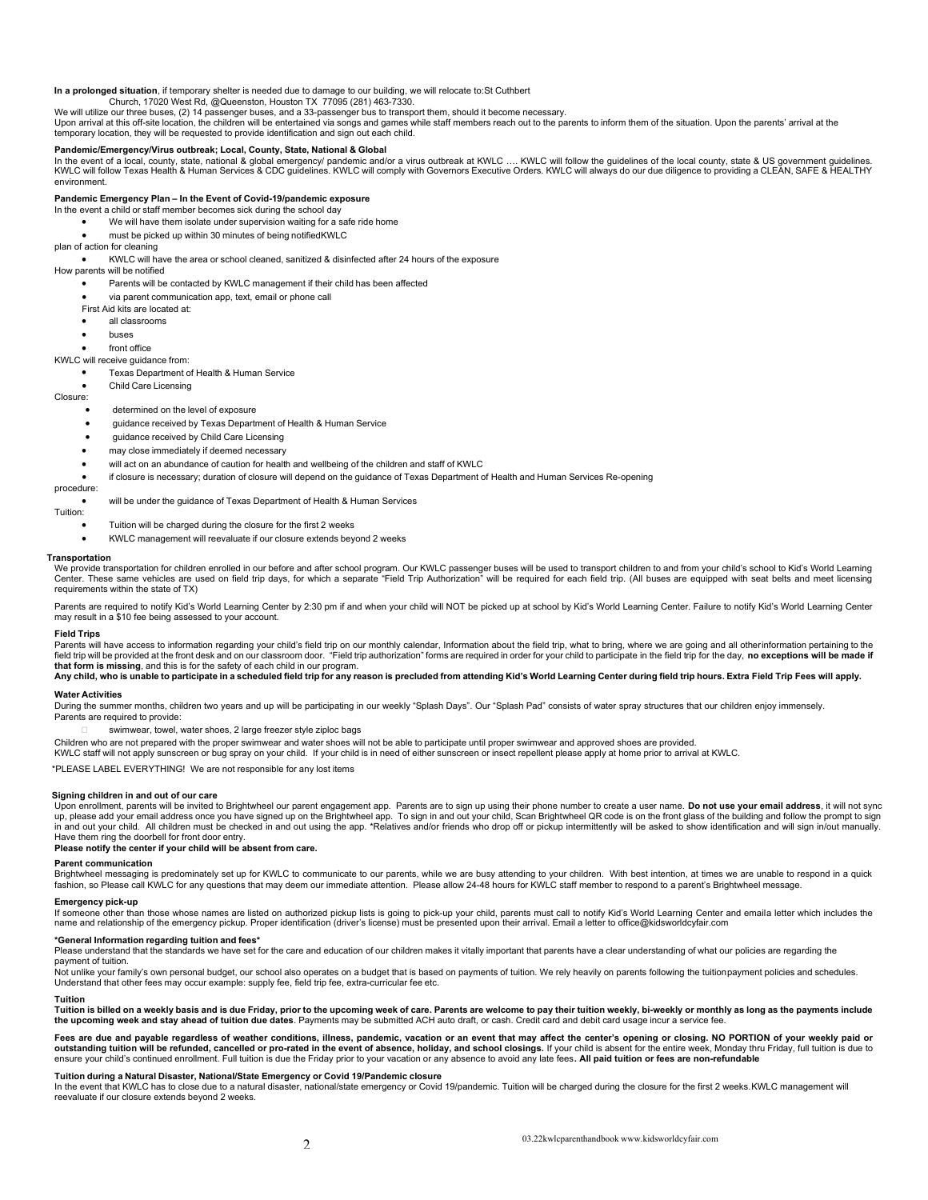**In a prolonged situation**, if temporary shelter is needed due to damage to our building, we will relocate to:St Cuthbert Church, 17020 West Rd, @Queenston, Houston TX 77095 (281) 463-7330.

We will utilize our three buses, (2) 14 passenger buses, and a 33-passenger bus to transport them, should it become necessary.

Upon arrival at this off-site location, the children will be entertained via songs and games while staff members reach out to the parents to inform them of the situation. Upon the parents' arrival at the temporary location, they will be requested to provide identification and sign out each child.

**Pandemic/Emergency/Virus outbreak; Local, County, State, National & Global**

In the event of a local, county, state, national & global emergency/ pandemic and/or a virus outbreak at KWLC …. KWLC will follow the guidelines of the local county, state & US government guidelines. KWLC will follow Texas Health & Human Services & CDC guidelines. KWLC will comply with Governors Executive Orders. KWLC will always do our due diligence to providing a CLEAN, SAFE & HEALTHY environment.

**Pandemic Emergency Plan – In the Event of Covid-19/pandemic exposure**

In the event a child or staff member becomes sick during the school day

- We will have them isolate under supervision waiting for a safe ride home
- must be picked up within 30 minutes of being notifiedKWLC

plan of action for cleaning

- KWLC will have the area or school cleaned, sanitized & disinfected after 24 hours of the exposure

How parents will be notified

- Parents will be contacted by KWLC management if their child has been affected
- via parent communication app, text, email or phone call

First Aid kits are located at:

- all classrooms
- buses
- front office

KWLC will receive guidance from:

- Texas Department of Health & Human Service
- Child Care Licensing

Closure:

- determined on the level of exposure
- guidance received by Texas Department of Health & Human Service
- guidance received by Child Care Licensing
- may close immediately if deemed necessary
- will act on an abundance of caution for health and wellbeing of the children and staff of KWLC
- if closure is necessary; duration of closure will depend on the guidance of Texas Department of Health and Human Services Re-opening

procedure:

- will be under the guidance of Texas Department of Health & Human Services

Tuition:

- Tuition will be charged during the closure for the first 2 weeks
- KWLC management will reevaluate if our closure extends beyond 2 weeks

**Transportation**

We provide transportation for children enrolled in our before and after school program. Our KWLC passenger buses will be used to transport children to and from your child's school to Kid's World Learning Center. These same vehicles are used on field trip days, for which a separate "Field Trip Authorization" will be required for each field trip. (All buses are equipped with seat belts and meet licensing requirements within the state of TX)

Parents are required to notify Kid's World Learning Center by 2:30 pm if and when your child will NOT be picked up at school by Kid's World Learning Center. Failure to notify Kid's World Learning Center may result in a $10 fee being assessed to your account.

**Field Trips**

Parents will have access to information regarding your child's field trip on our monthly calendar, Information about the field trip, what to bring, where we are going and all otherinformation pertaining to the field trip will be provided at the front desk and on our classroom door. "Field trip authorization" forms are required in order for your child to participate in the field trip for the day, **no exceptions will be made if that form is missing**, and this is for the safety of each child in our program.

**Any child, who is unable to participate in a scheduled field trip for any reason is precluded from attending Kid's World Learning Center during field trip hours. Extra Field Trip Fees will apply.**

**Water Activities**

During the summer months, children two years and up will be participating in our weekly "Splash Days". Our "Splash Pad" consists of water spray structures that our children enjoy immensely. Parents are required to provide:

- swimwear, towel, water shoes, 2 large freezer style ziploc bags

Children who are not prepared with the proper swimwear and water shoes will not be able to participate until proper swimwear and approved shoes are provided.

KWLC staff will not apply sunscreen or bug spray on your child. If your child is in need of either sunscreen or insect repellent please apply at home prior to arrival at KWLC.

*PLEASE LABEL EVERYTHING! We are not responsible for any lost items

**Signing children in and out of our care**

Upon enrollment, parents will be invited to Brightwheel our parent engagement app. Parents are to sign up using their phone number to create a user name. **Do not use your email address**, it will not sync up, please add your email address once you have signed up on the Brightwheel app. To sign in and out your child, Scan Brightwheel QR code is on the front glass of the building and follow the prompt to sign in and out your child. All children must be checked in and out using the app. *Relatives and/or friends who drop off or pickup intermittently will be asked to show identification and will sign in/out manually. Have them ring the doorbell for front door entry.

**Please notify the center if your child will be absent from care.**

**Parent communication**

Brightwheel messaging is predominately set up for KWLC to communicate to our parents, while we are busy attending to your children. With best intention, at times we are unable to respond in a quick fashion, so Please call KWLC for any questions that may deem our immediate attention. Please allow 24-48 hours for KWLC staff member to respond to a parent's Brightwheel message.

**Emergency pick-up**

If someone other than those whose names are listed on authorized pickup lists is going to pick-up your child, parents must call to notify Kid's World Learning Center and emaila letter which includes the name and relationship of the emergency pickup. Proper identification (driver's license) must be presented upon their arrival. Email a letter to office@kidsworldcyfair.com

**\*General Information regarding tuition and fees\***

Please understand that the standards we have set for the care and education of our children makes it vitally important that parents have a clear understanding of what our policies are regarding the payment of tuition.

Not unlike your family's own personal budget, our school also operates on a budget that is based on payments of tuition. We rely heavily on parents following the tuitionpayment policies and schedules. Understand that other fees may occur example: supply fee, field trip fee, extra-curricular fee etc.

**Tuition**

**Tuition is billed on a weekly basis and is due Friday, prior to the upcoming week of care. Parents are welcome to pay their tuition weekly, bi-weekly or monthly as long as the payments include the upcoming week and stay ahead of tuition due dates**. Payments may be submitted ACH auto draft, or cash. Credit card and debit card usage incur a service fee.

**Fees are due and payable regardless of weather conditions, illness, pandemic, vacation or an event that may affect the center's opening or closing. NO PORTION of your weekly paid or outstanding tuition will be refunded, cancelled or pro-rated in the event of absence, holiday, and school closings.** If your child is absent for the entire week, Monday thru Friday, full tuition is due to ensure your child's continued enrollment. Full tuition is due the Friday prior to your vacation or any absence to avoid any late fees**. All paid tuition or fees are non-refundable**

**Tuition during a Natural Disaster, National/State Emergency or Covid 19/Pandemic closure**

In the event that KWLC has to close due to a natural disaster, national/state emergency or Covid 19/pandemic. Tuition will be charged during the closure for the first 2 weeks.KWLC management will reevaluate if our closure extends beyond 2 weeks.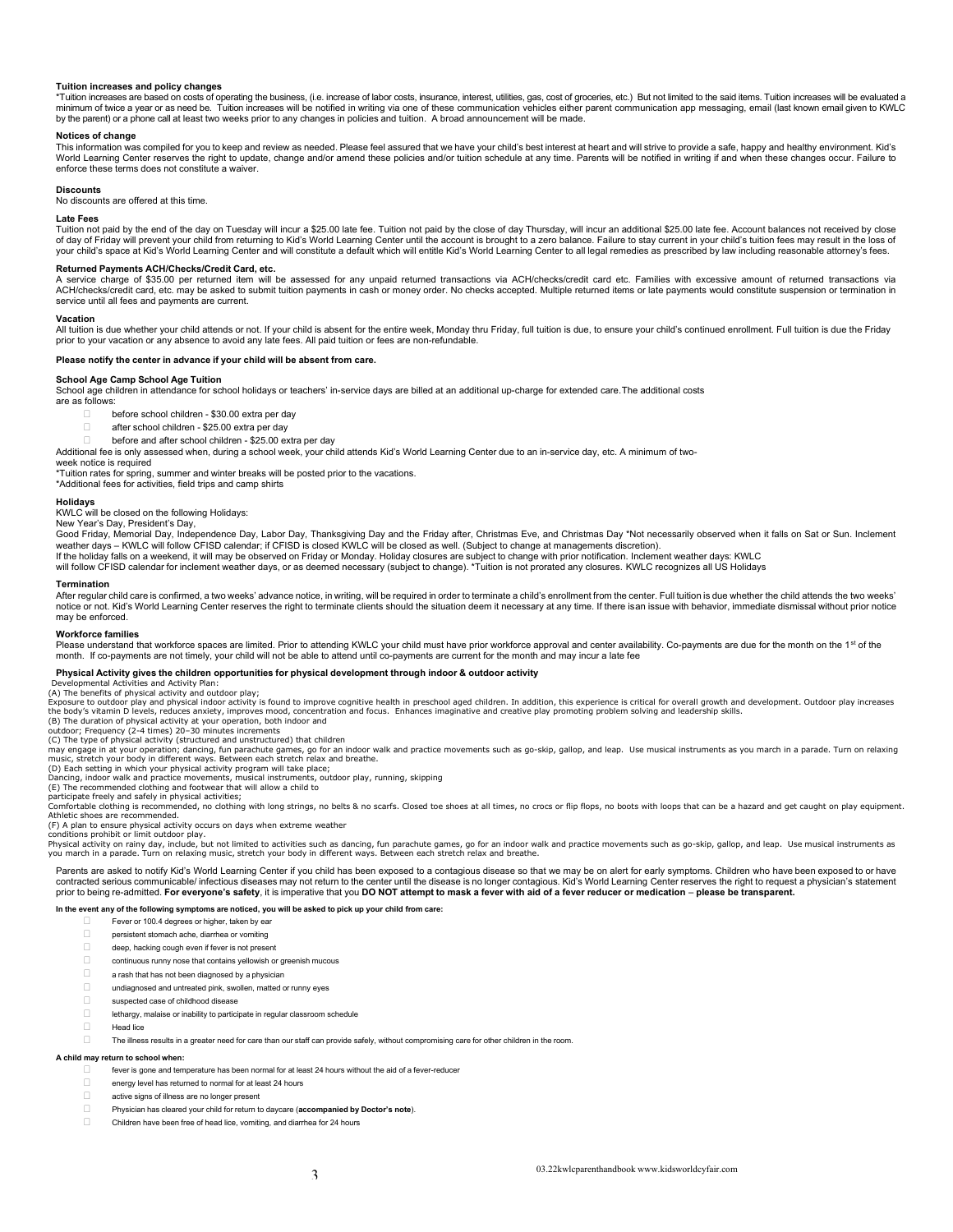### Tuition increases and policy changes

*Tuition increases are based on costs of operating the business, (i.e. increase of labor costs, insurance, interest, utilities, gas, cost of groceries, etc.) But not limited to the said items. Tuition increases will be evaluated a minimum of twice a year or as need be. Tuition increases will be notified in writing via one of these communication vehicles either parent communication app messaging, email (last known email given to KWLC by the parent) or a phone call at least two weeks prior to any changes in policies and tuition. A broad announcement will be made.

### Notices of change

This information was compiled for you to keep and review as needed. Please feel assured that we have your child's best interest at heart and will strive to provide a safe, happy and healthy environment. Kid's World Learning Center reserves the right to update, change and/or amend these policies and/or tuition schedule at any time. Parents will be notified in writing if and when these changes occur. Failure to enforce these terms does not constitute a waiver.

### Discounts

No discounts are offered at this time.

### Late Fees

Tuition not paid by the end of the day on Tuesday will incur a $25.00 late fee. Tuition not paid by the close of day Thursday, will incur an additional $25.00 late fee. Account balances not received by close of day of Friday will prevent your child from returning to Kid's World Learning Center until the account is brought to a zero balance. Failure to stay current in your child's tuition fees may result in the loss of your child's space at Kid's World Learning Center and will constitute a default which will entitle Kid's World Learning Center to all legal remedies as prescribed by law including reasonable attorney's fees.

### Returned Payments ACH/Checks/Credit Card, etc.

A service charge of $35.00 per returned item will be assessed for any unpaid returned transactions via ACH/checks/credit card etc. Families with excessive amount of returned transactions via ACH/checks/credit card, etc. may be asked to submit tuition payments in cash or money order. No checks accepted. Multiple returned items or late payments would constitute suspension or termination in service until all fees and payments are current.

### Vacation

All tuition is due whether your child attends or not. If your child is absent for the entire week, Monday thru Friday, full tuition is due, to ensure your child's continued enrollment. Full tuition is due the Friday prior to your vacation or any absence to avoid any late fees. All paid tuition or fees are non-refundable.

**Please notify the center in advance if your child will be absent from care.**

### School Age Camp School Age Tuition

School age children in attendance for school holidays or teachers' in-service days are billed at an additional up-charge for extended care.The additional costs are as follows:

- before school children - $30.00 extra per day
- after school children - $25.00 extra per day
- before and after school children - $25.00 extra per day

Additional fee is only assessed when, during a school week, your child attends Kid's World Learning Center due to an in-service day, etc. A minimum of two-week notice is required

*Tuition rates for spring, summer and winter breaks will be posted prior to the vacations.

*Additional fees for activities, field trips and camp shirts

### Holidays

KWLC will be closed on the following Holidays:

New Year's Day, President's Day,

Good Friday, Memorial Day, Independence Day, Labor Day, Thanksgiving Day and the Friday after, Christmas Eve, and Christmas Day *Not necessarily observed when it falls on Sat or Sun. Inclement weather days – KWLC will follow CFISD calendar; if CFISD is closed KWLC will be closed as well. (Subject to change at managements discretion).

If the holiday falls on a weekend, it will may be observed on Friday or Monday. Holiday closures are subject to change with prior notification. Inclement weather days: KWLC will follow CFISD calendar for inclement weather days, or as deemed necessary (subject to change). *Tuition is not prorated any closures. KWLC recognizes all US Holidays

### Termination

After regular child care is confirmed, a two weeks' advance notice, in writing, will be required in order to terminate a child's enrollment from the center. Full tuition is due whether the child attends the two weeks' notice or not. Kid's World Learning Center reserves the right to terminate clients should the situation deem it necessary at any time. If there isan issue with behavior, immediate dismissal without prior notice may be enforced.

### Workforce families

Please understand that workforce spaces are limited. Prior to attending KWLC your child must have prior workforce approval and center availability. Co-payments are due for the month on the 1st of the month. If co-payments are not timely, your child will not be able to attend until co-payments are current for the month and may incur a late fee

### Physical Activity gives the children opportunities for physical development through indoor & outdoor activity

Developmental Activities and Activity Plan:

(A) The benefits of physical activity and outdoor play;

Exposure to outdoor play and physical indoor activity is found to improve cognitive health in preschool aged children. In addition, this experience is critical for overall growth and development. Outdoor play increases the body's vitamin D levels, reduces anxiety, improves mood, concentration and focus. Enhances imaginative and creative play promoting problem solving and leadership skills.

(B) The duration of physical activity at your operation, both indoor and outdoor; Frequency (2-4 times) 20–30 minutes increments

(C) The type of physical activity (structured and unstructured) that children may engage in at your operation; dancing, fun parachute games, go for an indoor walk and practice movements such as go-skip, gallop, and leap. Use musical instruments as you march in a parade. Turn on relaxing music, stretch your body in different ways. Between each stretch relax and breathe.

(D) Each setting in which your physical activity program will take place;

Dancing, indoor walk and practice movements, musical instruments, outdoor play, running, skipping

(E) The recommended clothing and footwear that will allow a child to participate freely and safely in physical activities;

Comfortable clothing is recommended, no clothing with long strings, no belts & no scarfs. Closed toe shoes at all times, no crocs or flip flops, no boots with loops that can be a hazard and get caught on play equipment. Athletic shoes are recommended.

(F) A plan to ensure physical activity occurs on days when extreme weather conditions prohibit or limit outdoor play.

Physical activity on rainy day, include, but not limited to activities such as dancing, fun parachute games, go for an indoor walk and practice movements such as go-skip, gallop, and leap. Use musical instruments as you march in a parade. Turn on relaxing music, stretch your body in different ways. Between each stretch relax and breathe.

Parents are asked to notify Kid's World Learning Center if you child has been exposed to a contagious disease so that we may be on alert for early symptoms. Children who have been exposed to or have contracted serious communicable/ infectious diseases may not return to the center until the disease is no longer contagious. Kid's World Learning Center reserves the right to request a physician's statement prior to being re-admitted. **For everyone's safety**, it is imperative that you **DO NOT attempt to mask a fever with aid of a fever reducer or medication** – **please be transparent.**

**In the event any of the following symptoms are noticed, you will be asked to pick up your child from care:**

- Fever or 100.4 degrees or higher, taken by ear
- persistent stomach ache, diarrhea or vomiting
- deep, hacking cough even if fever is not present
- continuous runny nose that contains yellowish or greenish mucous
- a rash that has not been diagnosed by a physician
- undiagnosed and untreated pink, swollen, matted or runny eyes
- suspected case of childhood disease
- lethargy, malaise or inability to participate in regular classroom schedule
- Head lice
- The illness results in a greater need for care than our staff can provide safely, without compromising care for other children in the room.

**A child may return to school when:**

- fever is gone and temperature has been normal for at least 24 hours without the aid of a fever-reducer
- energy level has returned to normal for at least 24 hours
- active signs of illness are no longer present
- Physician has cleared your child for return to daycare (**accompanied by Doctor's note**).
- Children have been free of head lice, vomiting, and diarrhea for 24 hours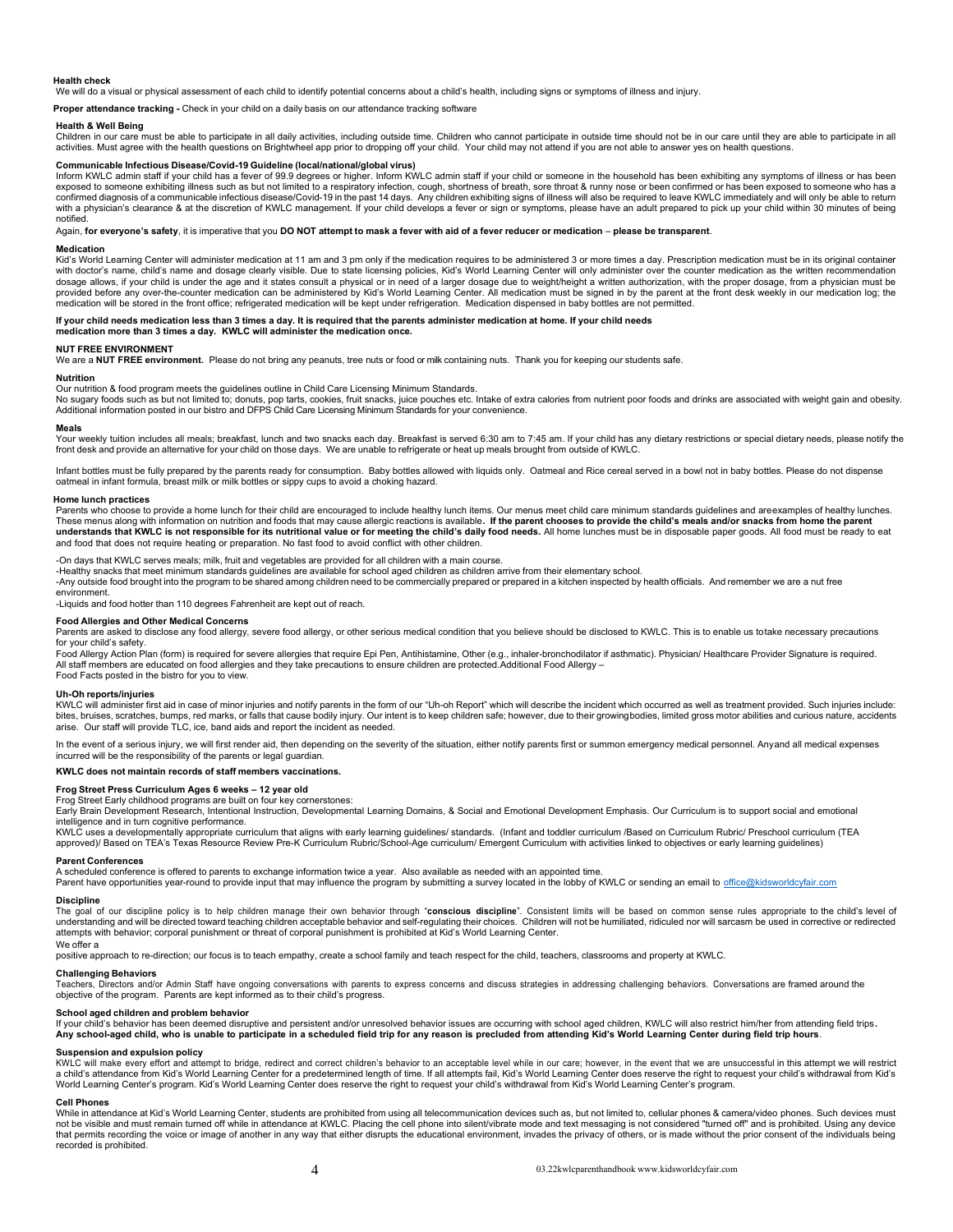#### Health check

We will do a visual or physical assessment of each child to identify potential concerns about a child's health, including signs or symptoms of illness and injury.

**Proper attendance tracking -** Check in your child on a daily basis on our attendance tracking software

#### Health & Well Being

Children in our care must be able to participate in all daily activities, including outside time. Children who cannot participate in outside time should not be in our care until they are able to participate in all activities. Must agree with the health questions on Brightwheel app prior to dropping off your child. Your child may not attend if you are not able to answer yes on health questions.

#### Communicable Infectious Disease/Covid-19 Guideline (local/national/global virus)

Inform KWLC admin staff if your child has a fever of 99.9 degrees or higher. Inform KWLC admin staff if your child or someone in the household has been exhibiting any symptoms of illness or has been exposed to someone exhibiting illness such as but not limited to a respiratory infection, cough, shortness of breath, sore throat & runny nose or been confirmed or has been exposed to someone who has a confirmed diagnosis of a communicable infectious disease/Covid-19 in the past 14 days. Any children exhibiting signs of illness will also be required to leave KWLC immediately and will only be able to return with a physician's clearance & at the discretion of KWLC management. If your child develops a fever or sign or symptoms, please have an adult prepared to pick up your child within 30 minutes of being notified.

Again, **for everyone's safety**, it is imperative that you **DO NOT attempt to mask a fever with aid of a fever reducer or medication** – **please be transparent**.

#### Medication

Kid's World Learning Center will administer medication at 11 am and 3 pm only if the medication requires to be administered 3 or more times a day. Prescription medication must be in its original container with doctor's name, child's name and dosage clearly visible. Due to state licensing policies, Kid's World Learning Center will only administer over the counter medication as the written recommendation dosage allows, if your child is under the age and it states consult a physical or in need of a larger dosage due to weight/height a written authorization, with the proper dosage, from a physician must be provided before any over-the-counter medication can be administered by Kid's World Learning Center. All medication must be signed in by the parent at the front desk weekly in our medication log; the medication will be stored in the front office; refrigerated medication will be kept under refrigeration. Medication dispensed in baby bottles are not permitted.

**If your child needs medication less than 3 times a day. It is required that the parents administer medication at home. If your child needs medication more than 3 times a day. KWLC will administer the medication once.**

#### NUT FREE ENVIRONMENT

We are a **NUT FREE environment.** Please do not bring any peanuts, tree nuts or food or milk containing nuts. Thank you for keeping our students safe.

#### Nutrition

Our nutrition & food program meets the guidelines outline in Child Care Licensing Minimum Standards.
No sugary foods such as but not limited to; donuts, pop tarts, cookies, fruit snacks, juice pouches etc. Intake of extra calories from nutrient poor foods and drinks are associated with weight gain and obesity. Additional information posted in our bistro and DFPS Child Care Licensing Minimum Standards for your convenience.

#### Meals

Your weekly tuition includes all meals; breakfast, lunch and two snacks each day. Breakfast is served 6:30 am to 7:45 am. If your child has any dietary restrictions or special dietary needs, please notify the front desk and provide an alternative for your child on those days. We are unable to refrigerate or heat up meals brought from outside of KWLC.

Infant bottles must be fully prepared by the parents ready for consumption. Baby bottles allowed with liquids only. Oatmeal and Rice cereal served in a bowl not in baby bottles. Please do not dispense oatmeal in infant formula, breast milk or milk bottles or sippy cups to avoid a choking hazard.

#### Home lunch practices

Parents who choose to provide a home lunch for their child are encouraged to include healthy lunch items. Our menus meet child care minimum standards guidelines and areexamples of healthy lunches. These menus along with information on nutrition and foods that may cause allergic reactions is available**. If the parent chooses to provide the child's meals and/or snacks from home the parent understands that KWLC is not responsible for its nutritional value or for meeting the child's daily food needs.** All home lunches must be in disposable paper goods. All food must be ready to eat and food that does not require heating or preparation. No fast food to avoid conflict with other children.

-On days that KWLC serves meals; milk, fruit and vegetables are provided for all children with a main course.
-Healthy snacks that meet minimum standards guidelines are available for school aged children as children arrive from their elementary school.
-Any outside food brought into the program to be shared among children need to be commercially prepared or prepared in a kitchen inspected by health officials. And remember we are a nut free environment.
-Liquids and food hotter than 110 degrees Fahrenheit are kept out of reach.

#### Food Allergies and Other Medical Concerns

Parents are asked to disclose any food allergy, severe food allergy, or other serious medical condition that you believe should be disclosed to KWLC. This is to enable us totake necessary precautions for your child's safety.
Food Allergy Action Plan (form) is required for severe allergies that require Epi Pen, Antihistamine, Other (e.g., inhaler-bronchodilator if asthmatic). Physician/ Healthcare Provider Signature is required. All staff members are educated on food allergies and they take precautions to ensure children are protected.Additional Food Allergy –
Food Facts posted in the bistro for you to view.

#### Uh-Oh reports/injuries

KWLC will administer first aid in case of minor injuries and notify parents in the form of our "Uh-oh Report" which will describe the incident which occurred as well as treatment provided. Such injuries include: bites, bruises, scratches, bumps, red marks, or falls that cause bodily injury. Our intent is to keep children safe; however, due to their growingbodies, limited gross motor abilities and curious nature, accidents arise. Our staff will provide TLC, ice, band aids and report the incident as needed.

In the event of a serious injury, we will first render aid, then depending on the severity of the situation, either notify parents first or summon emergency medical personnel. Anyand all medical expenses incurred will be the responsibility of the parents or legal guardian.

**KWLC does not maintain records of staff members vaccinations.**

#### Frog Street Press Curriculum Ages 6 weeks – 12 year old

Frog Street Early childhood programs are built on four key cornerstones:
Early Brain Development Research, Intentional Instruction, Developmental Learning Domains, & Social and Emotional Development Emphasis. Our Curriculum is to support social and emotional intelligence and in turn cognitive performance.
KWLC uses a developmentally appropriate curriculum that aligns with early learning guidelines/ standards. (Infant and toddler curriculum /Based on Curriculum Rubric/ Preschool curriculum (TEA approved)/ Based on TEA's Texas Resource Review Pre-K Curriculum Rubric/School-Age curriculum/ Emergent Curriculum with activities linked to objectives or early learning guidelines)

#### Parent Conferences

A scheduled conference is offered to parents to exchange information twice a year. Also available as needed with an appointed time.
Parent have opportunities year-round to provide input that may influence the program by submitting a survey located in the lobby of KWLC or sending an email to office@kidsworldcyfair.com

#### Discipline

The goal of our discipline policy is to help children manage their own behavior through "**conscious discipline**". Consistent limits will be based on common sense rules appropriate to the child's level of understanding and will be directed toward teaching children acceptable behavior and self-regulating their choices. Children will not be humiliated, ridiculed nor will sarcasm be used in corrective or redirected attempts with behavior; corporal punishment or threat of corporal punishment is prohibited at Kid's World Learning Center.
We offer a
positive approach to re-direction; our focus is to teach empathy, create a school family and teach respect for the child, teachers, classrooms and property at KWLC.

#### Challenging Behaviors

Teachers, Directors and/or Admin Staff have ongoing conversations with parents to express concerns and discuss strategies in addressing challenging behaviors. Conversations are framed around the objective of the program. Parents are kept informed as to their child's progress.

#### School aged children and problem behavior

If your child's behavior has been deemed disruptive and persistent and/or unresolved behavior issues are occurring with school aged children, KWLC will also restrict him/her from attending field trips**. Any school-aged child, who is unable to participate in a scheduled field trip for any reason is precluded from attending Kid's World Learning Center during field trip hours**.

#### Suspension and expulsion policy

KWLC will make every effort and attempt to bridge, redirect and correct children's behavior to an acceptable level while in our care; however, in the event that we are unsuccessful in this attempt we will restrict a child's attendance from Kid's World Learning Center for a predetermined length of time. If all attempts fail, Kid's World Learning Center does reserve the right to request your child's withdrawal from Kid's World Learning Center's program. Kid's World Learning Center does reserve the right to request your child's withdrawal from Kid's World Learning Center's program.

#### Cell Phones

While in attendance at Kid's World Learning Center, students are prohibited from using all telecommunication devices such as, but not limited to, cellular phones & camera/video phones. Such devices must not be visible and must remain turned off while in attendance at KWLC. Placing the cell phone into silent/vibrate mode and text messaging is not considered "turned off" and is prohibited. Using any device that permits recording the voice or image of another in any way that either disrupts the educational environment, invades the privacy of others, or is made without the prior consent of the individuals being recorded is prohibited.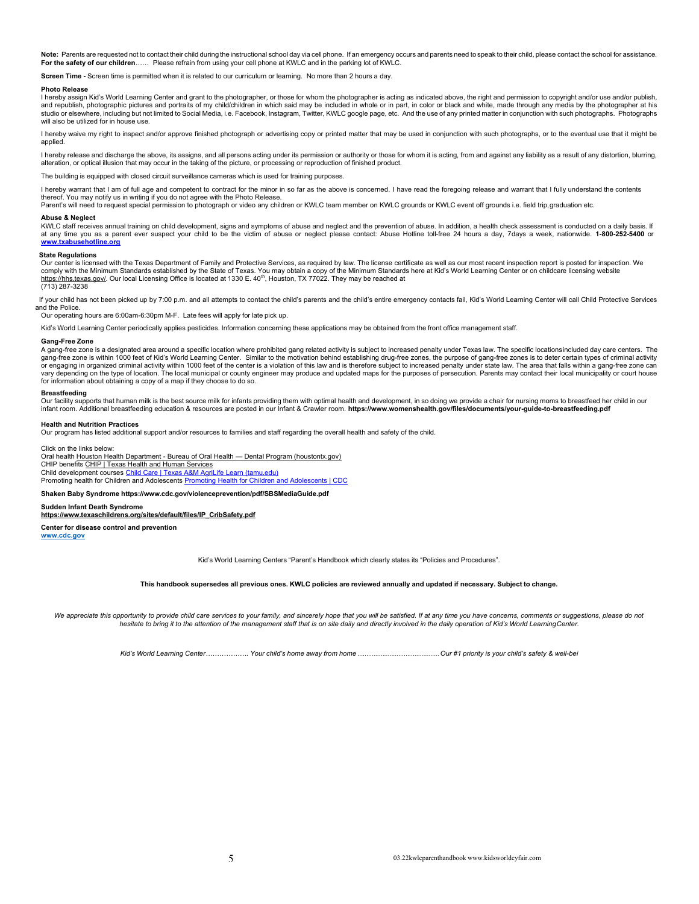**Note:** Parents are requested not to contact their child during the instructional school day via cell phone. If an emergency occurs and parents need to speak to their child, please contact the school for assistance. **For the safety of our children**…… Please refrain from using your cell phone at KWLC and in the parking lot of KWLC.

**Screen Time -** Screen time is permitted when it is related to our curriculum or learning. No more than 2 hours a day.

**Photo Release**

I hereby assign Kid's World Learning Center and grant to the photographer, or those for whom the photographer is acting as indicated above, the right and permission to copyright and/or use and/or publish, and republish, photographic pictures and portraits of my child/children in which said may be included in whole or in part, in color or black and white, made through any media by the photographer at his studio or elsewhere, including but not limited to Social Media, i.e. Facebook, Instagram, Twitter, KWLC google page, etc. And the use of any printed matter in conjunction with such photographs. Photographs will also be utilized for in house use.

I hereby waive my right to inspect and/or approve finished photograph or advertising copy or printed matter that may be used in conjunction with such photographs, or to the eventual use that it might be applied.

I hereby release and discharge the above, its assigns, and all persons acting under its permission or authority or those for whom it is acting, from and against any liability as a result of any distortion, blurring, alteration, or optical illusion that may occur in the taking of the picture, or processing or reproduction of finished product.

The building is equipped with closed circuit surveillance cameras which is used for training purposes.

I hereby warrant that I am of full age and competent to contract for the minor in so far as the above is concerned. I have read the foregoing release and warrant that I fully understand the contents thereof. You may notify us in writing if you do not agree with the Photo Release.
Parent's will need to request special permission to photograph or video any children or KWLC team member on KWLC grounds or KWLC event off grounds i.e. field trip, graduation etc.

**Abuse & Neglect**

KWLC staff receives annual training on child development, signs and symptoms of abuse and neglect and the prevention of abuse. In addition, a health check assessment is conducted on a daily basis. If at any time you as a parent ever suspect your child to be the victim of abuse or neglect please contact: Abuse Hotline toll-free 24 hours a day, 7days a week, nationwide. **1-800-252-5400** or **www.txabusehotline.org**

**State Regulations**

Our center is licensed with the Texas Department of Family and Protective Services, as required by law. The license certificate as well as our most recent inspection report is posted for inspection. We comply with the Minimum Standards established by the State of Texas. You may obtain a copy of the Minimum Standards here at Kid's World Learning Center or on childcare licensing website https://hhs.texas.gov/. Our local Licensing Office is located at 1330 E. 40th, Houston, TX 77022. They may be reached at (713) 287-3238

If your child has not been picked up by 7:00 p.m. and all attempts to contact the child's parents and the child's entire emergency contacts fail, Kid's World Learning Center will call Child Protective Services and the Police.
Our operating hours are 6:00am-6:30pm M-F. Late fees will apply for late pick up.

Kid's World Learning Center periodically applies pesticides. Information concerning these applications may be obtained from the front office management staff.

**Gang-Free Zone**

A gang-free zone is a designated area around a specific location where prohibited gang related activity is subject to increased penalty under Texas law. The specific locationsincluded day care centers. The gang-free zone is within 1000 feet of Kid's World Learning Center. Similar to the motivation behind establishing drug-free zones, the purpose of gang-free zones is to deter certain types of criminal activity or engaging in organized criminal activity within 1000 feet of the center is a violation of this law and is therefore subject to increased penalty under state law. The area that falls within a gang-free zone can vary depending on the type of location. The local municipal or county engineer may produce and updated maps for the purposes of persecution. Parents may contact their local municipality or court house for information about obtaining a copy of a map if they choose to do so.

**Breastfeeding**

Our facility supports that human milk is the best source milk for infants providing them with optimal health and development, in so doing we provide a chair for nursing moms to breastfeed her child in our infant room. Additional breastfeeding education & resources are posted in our Infant & Crawler room. **https://www.womenshealth.gov/files/documents/your-guide-to-breastfeeding.pdf**

**Health and Nutrition Practices**

Our program has listed additional support and/or resources to families and staff regarding the overall health and safety of the child.

Click on the links below:
Oral health Houston Health Department - Bureau of Oral Health — Dental Program (houstontx.gov)
CHIP benefits CHIP | Texas Health and Human Services
Child development courses Child Care | Texas A&M AgriLife Learn (tamu.edu)
Promoting health for Children and Adolescents Promoting Health for Children and Adolescents | CDC

**Shaken Baby Syndrome https://www.cdc.gov/violenceprevention/pdf/SBSMediaGuide.pdf**

**Sudden Infant Death Syndrome**
**https://www.texaschildrens.org/sites/default/files/IP_CribSafety.pdf**

**Center for disease control and prevention**
**www.cdc.gov**

Kid's World Learning Centers "Parent's Handbook which clearly states its "Policies and Procedures".

**This handbook supersedes all previous ones. KWLC policies are reviewed annually and updated if necessary. Subject to change.**

*We appreciate this opportunity to provide child care services to your family, and sincerely hope that you will be satisfied. If at any time you have concerns, comments or suggestions, please do not hesitate to bring it to the attention of the management staff that is on site daily and directly involved in the daily operation of Kid's World LearningCenter.*

*Kid's World Learning Center……………….. Your child's home away from home ............................................. Our #1 priority is your child's safety & well-bei*